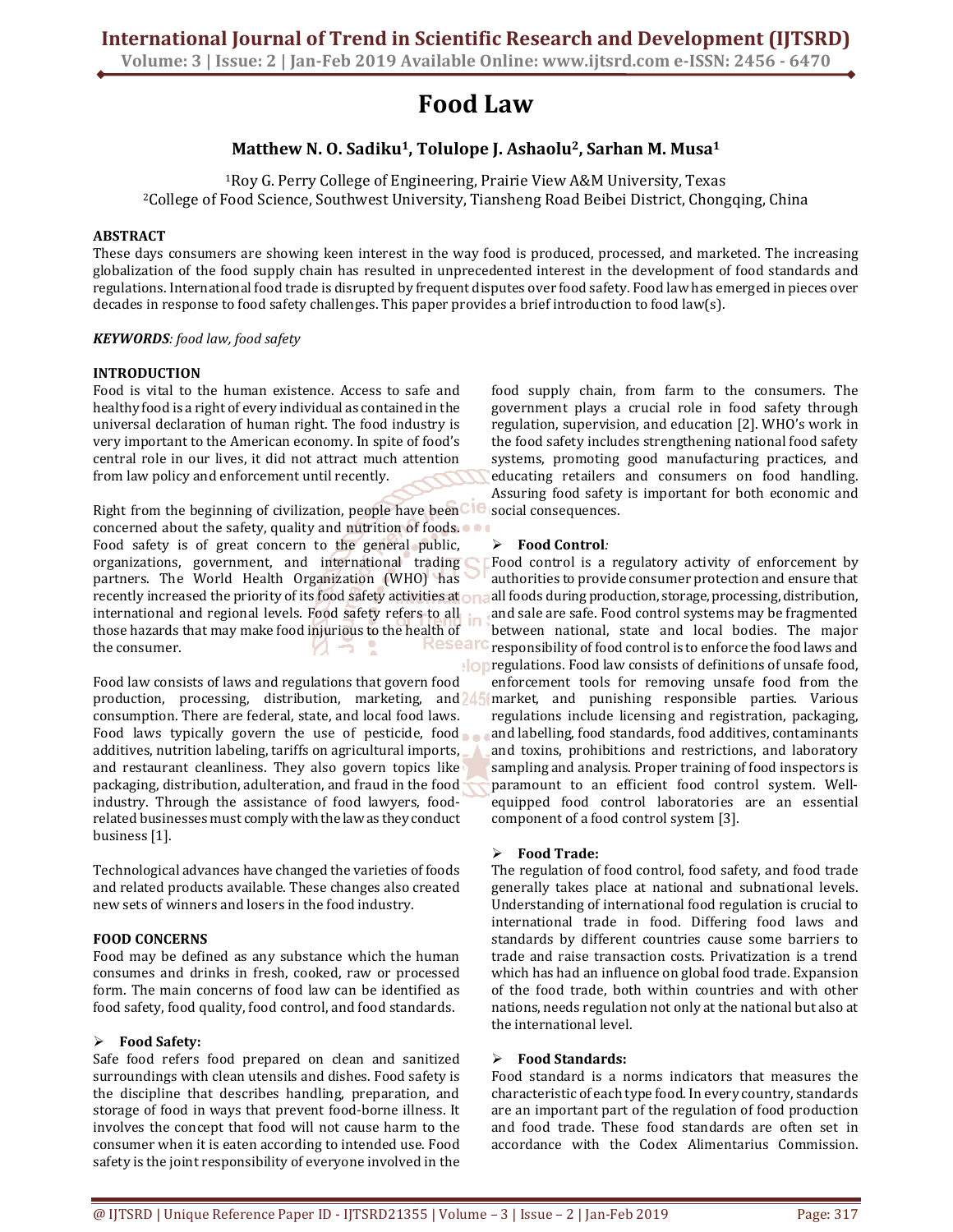# Food Law

**Matthew N. O. Sadiku[1], Tolulope J. Ashaolu[2], Sarhan M. Musa[1]**

[1]Roy G. Perry College of Engineering, Prairie View A&M University, Texas
[2]College of Food Science, Southwest University, Tiansheng Road Beibei District, Chongqing, China

## ABSTRACT

These days consumers are showing keen interest in the way food is produced, processed, and marketed. The increasing globalization of the food supply chain has resulted in unprecedented interest in the development of food standards and regulations. International food trade is disrupted by frequent disputes over food safety. Food law has emerged in pieces over decades in response to food safety challenges. This paper provides a brief introduction to food law(s).

***KEYWORDS**: food law, food safety*

## INTRODUCTION

Food is vital to the human existence. Access to safe and healthy food is a right of every individual as contained in the universal declaration of human right. The food industry is very important to the American economy. In spite of food's central role in our lives, it did not attract much attention from law policy and enforcement until recently.

Right from the beginning of civilization, people have been concerned about the safety, quality and nutrition of foods. Food safety is of great concern to the general public, organizations, government, and international trading partners. The World Health Organization (WHO) has recently increased the priority of its food safety activities at international and regional levels. Food safety refers to all those hazards that may make food injurious to the health of the consumer.

Food law consists of laws and regulations that govern food production, processing, distribution, marketing, and consumption. There are federal, state, and local food laws. Food laws typically govern the use of pesticide, food additives, nutrition labeling, tariffs on agricultural imports, and restaurant cleanliness. They also govern topics like packaging, distribution, adulteration, and fraud in the food industry. Through the assistance of food lawyers, food-related businesses must comply with the law as they conduct business [1].

Technological advances have changed the varieties of foods and related products available. These changes also created new sets of winners and losers in the food industry.

## FOOD CONCERNS

Food may be defined as any substance which the human consumes and drinks in fresh, cooked, raw or processed form. The main concerns of food law can be identified as food safety, food quality, food control, and food standards.

### ➢ Food Safety:

Safe food refers food prepared on clean and sanitized surroundings with clean utensils and dishes. Food safety is the discipline that describes handling, preparation, and storage of food in ways that prevent food-borne illness. It involves the concept that food will not cause harm to the consumer when it is eaten according to intended use. Food safety is the joint responsibility of everyone involved in the food supply chain, from farm to the consumers. The government plays a crucial role in food safety through regulation, supervision, and education [2]. WHO's work in the food safety includes strengthening national food safety systems, promoting good manufacturing practices, and educating retailers and consumers on food handling. Assuring food safety is important for both economic and social consequences.

### ➢ Food Control:

Food control is a regulatory activity of enforcement by authorities to provide consumer protection and ensure that all foods during production, storage, processing, distribution, and sale are safe. Food control systems may be fragmented between national, state and local bodies. The major responsibility of food control is to enforce the food laws and regulations. Food law consists of definitions of unsafe food, enforcement tools for removing unsafe food from the market, and punishing responsible parties. Various regulations include licensing and registration, packaging, and labelling, food standards, food additives, contaminants and toxins, prohibitions and restrictions, and laboratory sampling and analysis. Proper training of food inspectors is paramount to an efficient food control system. Well-equipped food control laboratories are an essential component of a food control system [3].

### ➢ Food Trade:

The regulation of food control, food safety, and food trade generally takes place at national and subnational levels. Understanding of international food regulation is crucial to international trade in food. Differing food laws and standards by different countries cause some barriers to trade and raise transaction costs. Privatization is a trend which has had an influence on global food trade. Expansion of the food trade, both within countries and with other nations, needs regulation not only at the national but also at the international level.

### ➢ Food Standards:

Food standard is a norms indicators that measures the characteristic of each type food. In every country, standards are an important part of the regulation of food production and food trade. These food standards are often set in accordance with the Codex Alimentarius Commission.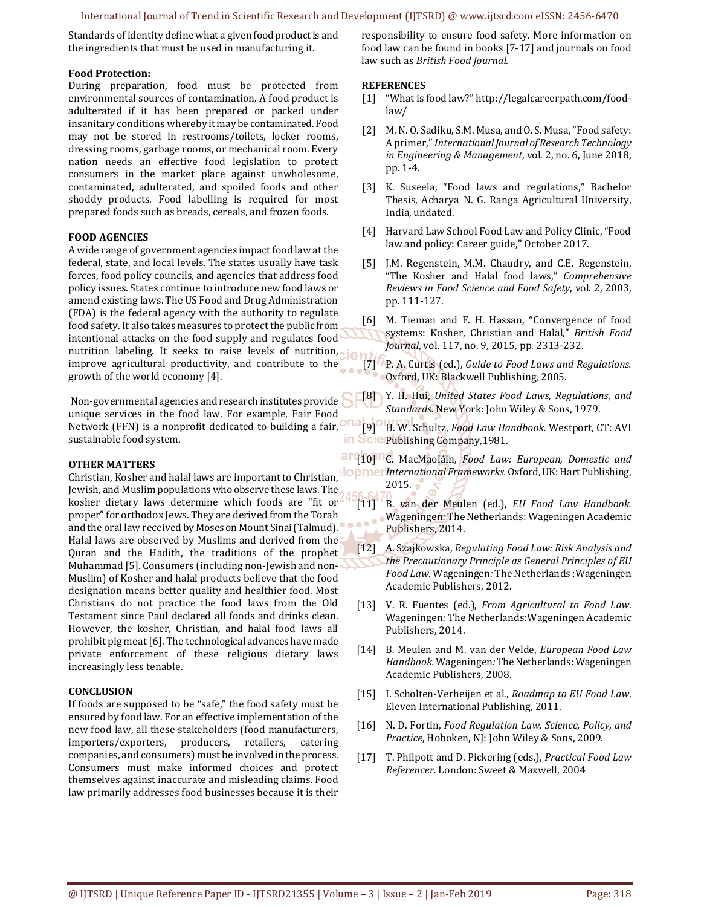Standards of identity define what a given food product is and the ingredients that must be used in manufacturing it.

**Food Protection:**

During preparation, food must be protected from environmental sources of contamination. A food product is adulterated if it has been prepared or packed under insanitary conditions whereby it may be contaminated. Food may not be stored in restrooms/toilets, locker rooms, dressing rooms, garbage rooms, or mechanical room. Every nation needs an effective food legislation to protect consumers in the market place against unwholesome, contaminated, adulterated, and spoiled foods and other shoddy products. Food labelling is required for most prepared foods such as breads, cereals, and frozen foods.

## FOOD AGENCIES

A wide range of government agencies impact food law at the federal, state, and local levels. The states usually have task forces, food policy councils, and agencies that address food policy issues. States continue to introduce new food laws or amend existing laws. The US Food and Drug Administration (FDA) is the federal agency with the authority to regulate food safety. It also takes measures to protect the public from intentional attacks on the food supply and regulates food nutrition labeling. It seeks to raise levels of nutrition, improve agricultural productivity, and contribute to the growth of the world economy [4].

Non-governmental agencies and research institutes provide unique services in the food law. For example, Fair Food Network (FFN) is a nonprofit dedicated to building a fair, sustainable food system.

## OTHER MATTERS

Christian, Kosher and halal laws are important to Christian, Jewish, and Muslim populations who observe these laws. The kosher dietary laws determine which foods are "fit or proper" for orthodox Jews. They are derived from the Torah and the oral law received by Moses on Mount Sinai (Talmud). Halal laws are observed by Muslims and derived from the Quran and the Hadith, the traditions of the prophet Muhammad [5]. Consumers (including non-Jewish and non-Muslim) of Kosher and halal products believe that the food designation means better quality and healthier food. Most Christians do not practice the food laws from the Old Testament since Paul declared all foods and drinks clean. However, the kosher, Christian, and halal food laws all prohibit pig meat [6]. The technological advances have made private enforcement of these religious dietary laws increasingly less tenable.

## CONCLUSION

If foods are supposed to be "safe," the food safety must be ensured by food law. For an effective implementation of the new food law, all these stakeholders (food manufacturers, importers/exporters, producers, retailers, catering companies, and consumers) must be involved in the process. Consumers must make informed choices and protect themselves against inaccurate and misleading claims. Food law primarily addresses food businesses because it is their responsibility to ensure food safety. More information on food law can be found in books [7-17] and journals on food law such as *British Food Journal.*

## REFERENCES

[1] "What is food law?" http://legalcareerpath.com/food-law/

[2] M. N. O. Sadiku, S.M. Musa, and O. S. Musa, "Food safety: A primer," *International Journal of Research Technology in Engineering & Management*, vol. 2, no. 6, June 2018, pp. 1-4.

[3] K. Suseela, "Food laws and regulations," Bachelor Thesis, Acharya N. G. Ranga Agricultural University, India, undated.

[4] Harvard Law School Food Law and Policy Clinic, "Food law and policy: Career guide," October 2017.

[5] J.M. Regenstein, M.M. Chaudry, and C.E. Regenstein, "The Kosher and Halal food laws," *Comprehensive Reviews in Food Science and Food Safety*, vol. 2, 2003, pp. 111-127.

[6] M. Tieman and F. H. Hassan, "Convergence of food systems: Kosher, Christian and Halal," *British Food Journal*, vol. 117, no. 9, 2015, pp. 2313-232.

[7] P. A. Curtis (ed.), *Guide to Food Laws and Regulations.* Oxford, UK: Blackwell Publishing, 2005.

[8] Y. H. Hui, *United States Food Laws, Regulations, and Standards.* New York: John Wiley & Sons, 1979.

[9] H. W. Schultz, *Food Law Handbook.* Westport, CT: AVI Publishing Company,1981.

[10] C. MacMaoláin, *Food Law: European, Domestic and International Frameworks.* Oxford, UK: Hart Publishing, 2015.

[11] B. van der Meulen (ed.), *EU Food Law Handbook.* Wageningen*:* The Netherlands: Wageningen Academic Publishers, 2014.

[12] A. Szajkowska, *Regulating Food Law: Risk Analysis and the Precautionary Principle as General Principles of EU Food Law.* Wageningen*:* The Netherlands :Wageningen Academic Publishers, 2012.

[13] V. R. Fuentes (ed.), *From Agricultural to Food Law*. Wageningen*:* The Netherlands:Wageningen Academic Publishers, 2014.

[14] B. Meulen and M. van der Velde, *European Food Law Handbook.* Wageningen*:* The Netherlands: Wageningen Academic Publishers, 2008.

[15] I. Scholten-Verheijen et al., *Roadmap to EU Food Law*. Eleven International Publishing, 2011.

[16] N. D. Fortin, *Food Regulation Law, Science, Policy, and Practice*, Hoboken, NJ: John Wiley & Sons, 2009.

[17] T. Philpott and D. Pickering (eds.), *Practical Food Law Referencer.* London: Sweet & Maxwell, 2004